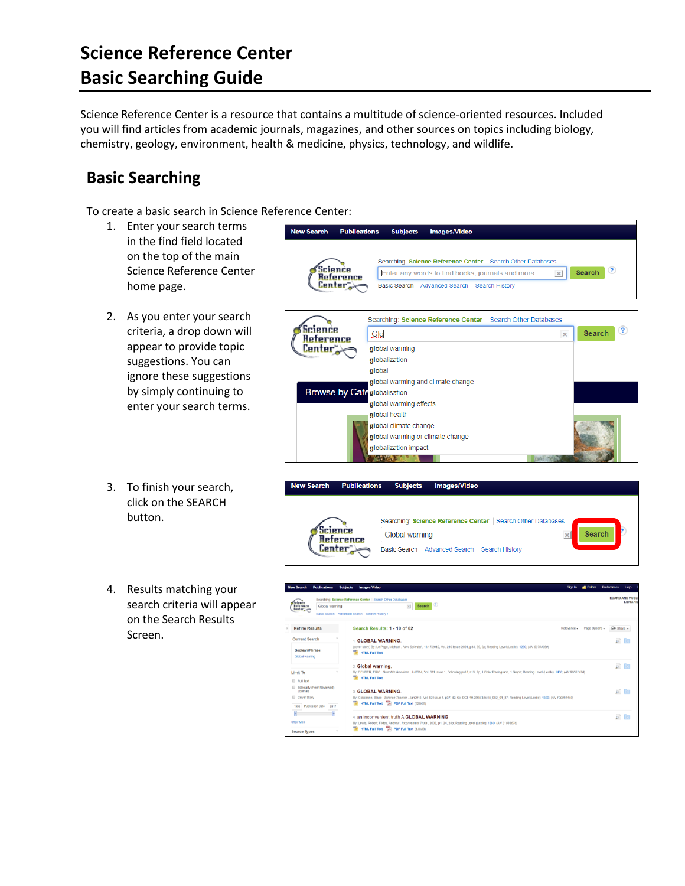# Science Reference Center Basic Searching Guide

Science Reference Center is a resource that contains a multitude of science-oriented resources. Included you will find articles from academic journals, magazines, and other sources on topics including biology, chemistry, geology, environment, health & medicine, physics, technology, and wildlife.

## Basic Searching

To create a basic search in Science Reference Center:

1. Enter your search terms in the find field located on the top of the main Science Reference Center home page.
2. As you enter your search criteria, a drop down will appear to provide topic suggestions. You can ignore these suggestions by simply continuing to enter your search terms.
3. To finish your search, click on the SEARCH button.
4. Results matching your search criteria will appear on the Search Results Screen.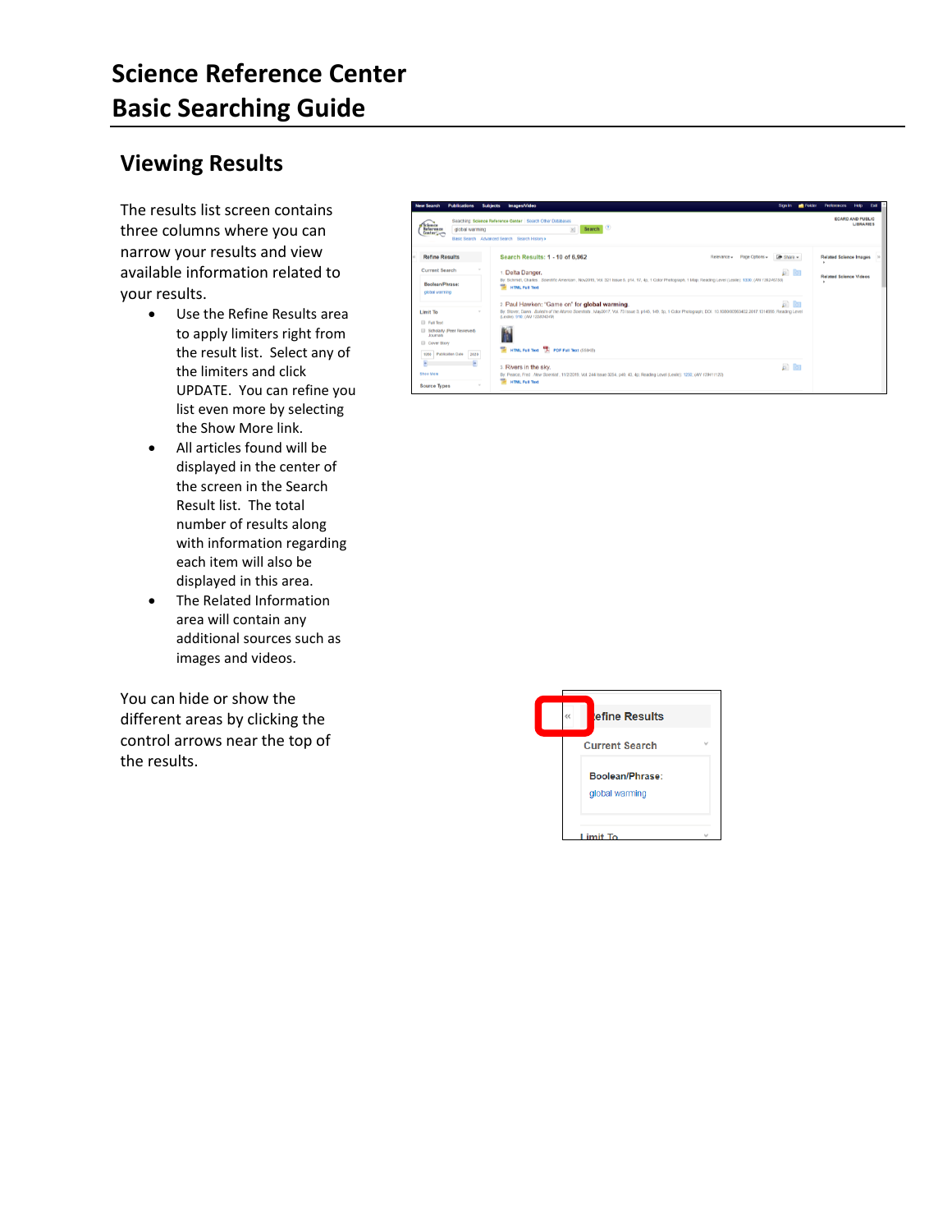# Science Reference Center Basic Searching Guide

## Viewing Results

The results list screen contains three columns where you can narrow your results and view available information related to your results.

- Use the Refine Results area to apply limiters right from the result list. Select any of the limiters and click UPDATE. You can refine you list even more by selecting the Show More link.
- All articles found will be displayed in the center of the screen in the Search Result list. The total number of results along with information regarding each item will also be displayed in this area.
- The Related Information area will contain any additional sources such as images and videos.

You can hide or show the different areas by clicking the control arrows near the top of the results.